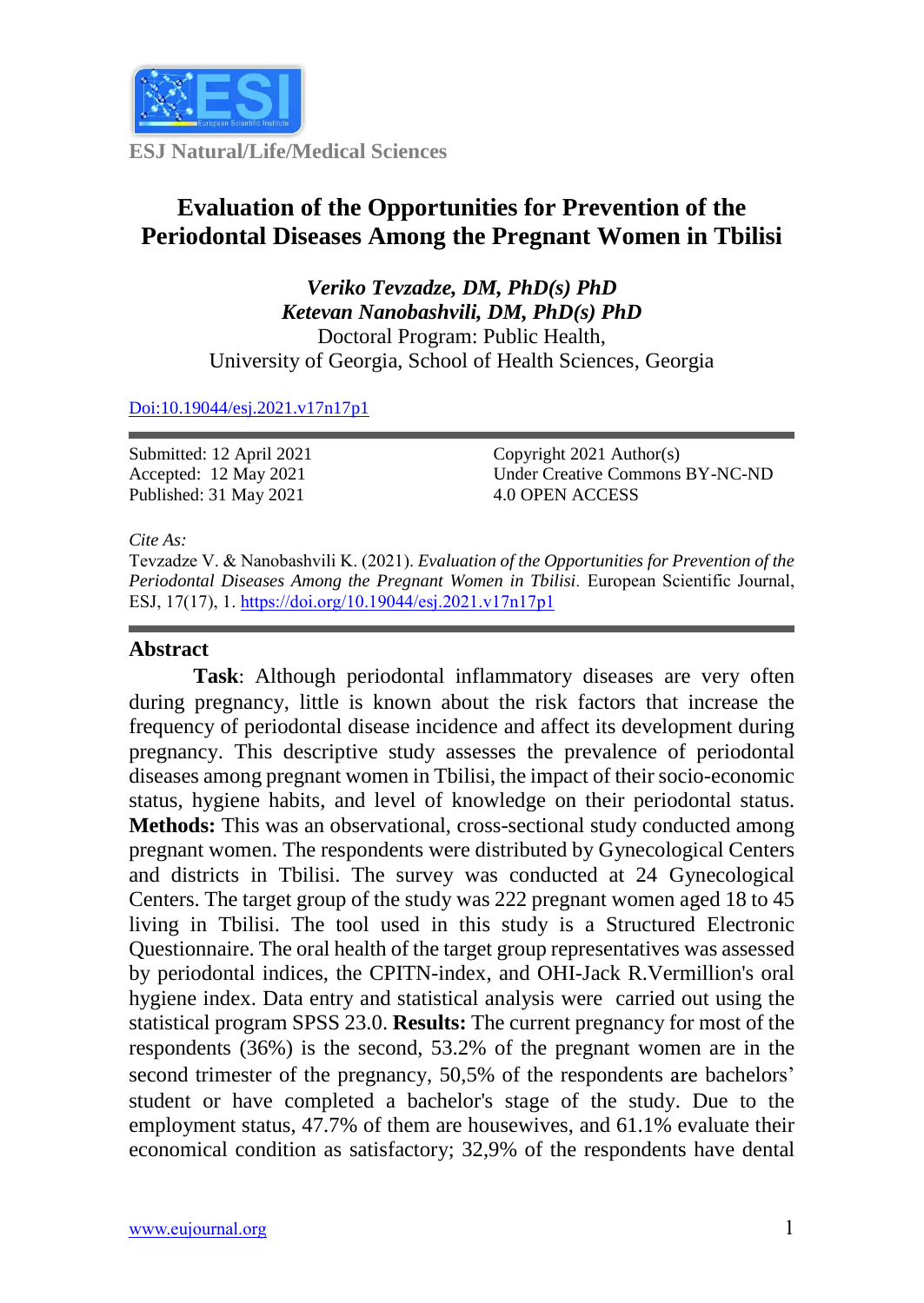ESJ Natural/Life/Medical Sciences

# Evaluation of the Opportunities for Prevention of the Periodontal Diseases Among the Pregnant Women in Tbilisi

***Veriko Tevzadze, DM, PhD(s) PhD***
***Ketevan Nanobashvili, DM, PhD(s) PhD***
Doctoral Program: Public Health,
University of Georgia, School of Health Sciences, Georgia

Doi:10.19044/esj.2021.v17n17p1

Submitted: 12 April 2021
Accepted: 12 May 2021
Published: 31 May 2021

Copyright 2021 Author(s)
Under Creative Commons BY-NC-ND 4.0 OPEN ACCESS

*Cite As:*
Tevzadze V. & Nanobashvili K. (2021). *Evaluation of the Opportunities for Prevention of the Periodontal Diseases Among the Pregnant Women in Tbilisi.* European Scientific Journal, ESJ, 17(17), 1. https://doi.org/10.19044/esj.2021.v17n17p1

## Abstract

**Task**: Although periodontal inflammatory diseases are very often during pregnancy, little is known about the risk factors that increase the frequency of periodontal disease incidence and affect its development during pregnancy. This descriptive study assesses the prevalence of periodontal diseases among pregnant women in Tbilisi, the impact of their socio-economic status, hygiene habits, and level of knowledge on their periodontal status. **Methods:** This was an observational, cross-sectional study conducted among pregnant women. The respondents were distributed by Gynecological Centers and districts in Tbilisi. The survey was conducted at 24 Gynecological Centers. The target group of the study was 222 pregnant women aged 18 to 45 living in Tbilisi. The tool used in this study is a Structured Electronic Questionnaire. The oral health of the target group representatives was assessed by periodontal indices, the CPITN-index, and OHI-Jack R.Vermillion's oral hygiene index. Data entry and statistical analysis were carried out using the statistical program SPSS 23.0. **Results:** The current pregnancy for most of the respondents (36%) is the second, 53.2% of the pregnant women are in the second trimester of the pregnancy, 50,5% of the respondents are bachelors' student or have completed a bachelor's stage of the study. Due to the employment status, 47.7% of them are housewives, and 61.1% evaluate their economical condition as satisfactory; 32,9% of the respondents have dental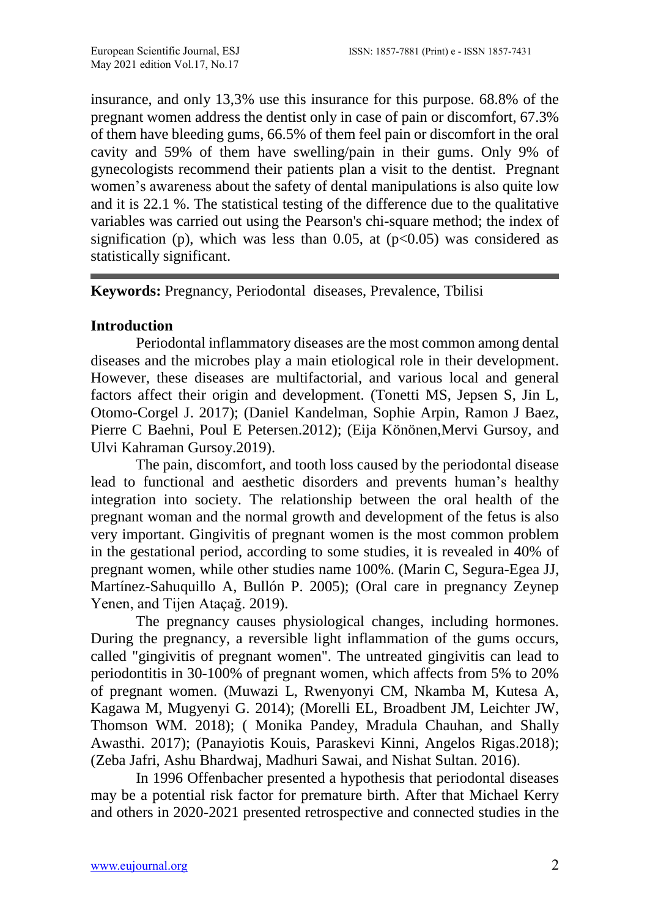insurance, and only 13,3% use this insurance for this purpose. 68.8% of the pregnant women address the dentist only in case of pain or discomfort, 67.3% of them have bleeding gums, 66.5% of them feel pain or discomfort in the oral cavity and 59% of them have swelling/pain in their gums. Only 9% of gynecologists recommend their patients plan a visit to the dentist. Pregnant women's awareness about the safety of dental manipulations is also quite low and it is 22.1 %. The statistical testing of the difference due to the qualitative variables was carried out using the Pearson's chi-square method; the index of signification (p), which was less than 0.05, at ($p<0.05$) was considered as statistically significant.

---

**Keywords:** Pregnancy, Periodontal diseases, Prevalence, Tbilisi

## Introduction

Periodontal inflammatory diseases are the most common among dental diseases and the microbes play a main etiological role in their development. However, these diseases are multifactorial, and various local and general factors affect their origin and development. (Tonetti MS, Jepsen S, Jin L, Otomo-Corgel J. 2017); (Daniel Kandelman, Sophie Arpin, Ramon J Baez, Pierre C Baehni, Poul E Petersen.2012); (Eija Könönen,Mervi Gursoy, and Ulvi Kahraman Gursoy.2019).

The pain, discomfort, and tooth loss caused by the periodontal disease lead to functional and aesthetic disorders and prevents human's healthy integration into society. The relationship between the oral health of the pregnant woman and the normal growth and development of the fetus is also very important. Gingivitis of pregnant women is the most common problem in the gestational period, according to some studies, it is revealed in 40% of pregnant women, while other studies name 100%. (Marin C, Segura-Egea JJ, Martínez-Sahuquillo A, Bullón P. 2005); (Oral care in pregnancy Zeynep Yenen, and Tijen Ataçağ. 2019).

The pregnancy causes physiological changes, including hormones. During the pregnancy, a reversible light inflammation of the gums occurs, called "gingivitis of pregnant women". The untreated gingivitis can lead to periodontitis in 30-100% of pregnant women, which affects from 5% to 20% of pregnant women. (Muwazi L, Rwenyonyi CM, Nkamba M, Kutesa A, Kagawa M, Mugyenyi G. 2014); (Morelli EL, Broadbent JM, Leichter JW, Thomson WM. 2018); ( Monika Pandey, Mradula Chauhan, and Shally Awasthi. 2017); (Panayiotis Kouis, Paraskevi Kinni, Angelos Rigas.2018); (Zeba Jafri, Ashu Bhardwaj, Madhuri Sawai, and Nishat Sultan. 2016).

In 1996 Offenbacher presented a hypothesis that periodontal diseases may be a potential risk factor for premature birth. After that Michael Kerry and others in 2020-2021 presented retrospective and connected studies in the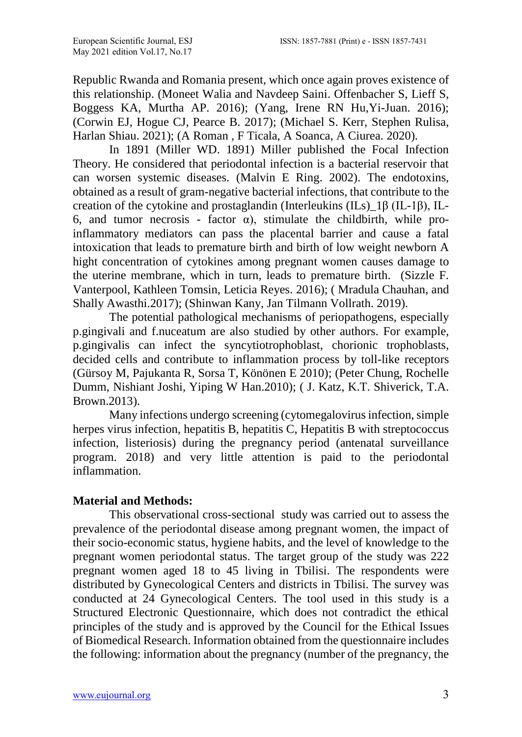Republic Rwanda and Romania present, which once again proves existence of this relationship. (Moneet Walia and Navdeep Saini. Offenbacher S, Lieff S, Boggess KA, Murtha AP. 2016); (Yang, Irene RN Hu,Yi-Juan. 2016); (Corwin EJ, Hogue CJ, Pearce B. 2017); (Michael S. Kerr, Stephen Rulisa, Harlan Shiau. 2021); (A Roman , F Ticala, A Soanca, A Ciurea. 2020).

In 1891 (Miller WD. 1891) Miller published the Focal Infection Theory. He considered that periodontal infection is a bacterial reservoir that can worsen systemic diseases. (Malvin E Ring. 2002). The endotoxins, obtained as a result of gram-negative bacterial infections, that contribute to the creation of the cytokine and prostaglandin (Interleukins (ILs)_1β (IL-1β), IL-6, and tumor necrosis - factor α), stimulate the childbirth, while pro-inflammatory mediators can pass the placental barrier and cause a fatal intoxication that leads to premature birth and birth of low weight newborn A hight concentration of cytokines among pregnant women causes damage to the uterine membrane, which in turn, leads to premature birth. (Sizzle F. Vanterpool, Kathleen Tomsin, Leticia Reyes. 2016); ( Mradula Chauhan, and Shally Awasthi.2017); (Shinwan Kany, Jan Tilmann Vollrath. 2019).

The potential pathological mechanisms of periopathogens, especially p.gingivali and f.nuceatum are also studied by other authors. For example, p.gingivalis can infect the syncytiotrophoblast, chorionic trophoblasts, decided cells and contribute to inflammation process by toll-like receptors (Gürsoy M, Pajukanta R, Sorsa T, Könönen E 2010); (Peter Chung, Rochelle Dumm, Nishiant Joshi, Yiping W Han.2010); ( J. Katz, K.T. Shiverick, T.A. Brown.2013).

Many infections undergo screening (cytomegalovirus infection, simple herpes virus infection, hepatitis B, hepatitis C, Hepatitis B with streptococcus infection, listeriosis) during the pregnancy period (antenatal surveillance program. 2018) and very little attention is paid to the periodontal inflammation.

## Material and Methods:

This observational cross-sectional study was carried out to assess the prevalence of the periodontal disease among pregnant women, the impact of their socio-economic status, hygiene habits, and the level of knowledge to the pregnant women periodontal status. The target group of the study was 222 pregnant women aged 18 to 45 living in Tbilisi. The respondents were distributed by Gynecological Centers and districts in Tbilisi. The survey was conducted at 24 Gynecological Centers. The tool used in this study is a Structured Electronic Questionnaire, which does not contradict the ethical principles of the study and is approved by the Council for the Ethical Issues of Biomedical Research. Information obtained from the questionnaire includes the following: information about the pregnancy (number of the pregnancy, the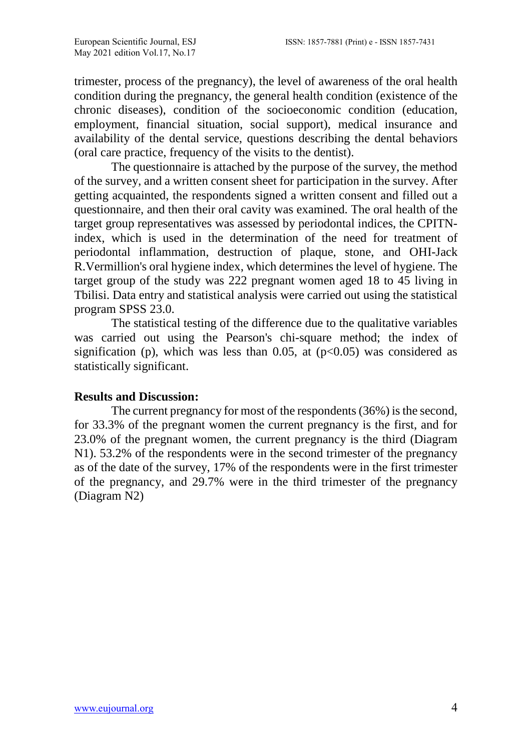trimester, process of the pregnancy), the level of awareness of the oral health condition during the pregnancy, the general health condition (existence of the chronic diseases), condition of the socioeconomic condition (education, employment, financial situation, social support), medical insurance and availability of the dental service, questions describing the dental behaviors (oral care practice, frequency of the visits to the dentist).

The questionnaire is attached by the purpose of the survey, the method of the survey, and a written consent sheet for participation in the survey. After getting acquainted, the respondents signed a written consent and filled out a questionnaire, and then their oral cavity was examined. The oral health of the target group representatives was assessed by periodontal indices, the CPITN-index, which is used in the determination of the need for treatment of periodontal inflammation, destruction of plaque, stone, and OHI-Jack R.Vermillion's oral hygiene index, which determines the level of hygiene. The target group of the study was 222 pregnant women aged 18 to 45 living in Tbilisi. Data entry and statistical analysis were carried out using the statistical program SPSS 23.0.

The statistical testing of the difference due to the qualitative variables was carried out using the Pearson's chi-square method; the index of signification (p), which was less than 0.05, at ($p<0.05$) was considered as statistically significant.

**Results and Discussion:**

The current pregnancy for most of the respondents (36%) is the second, for 33.3% of the pregnant women the current pregnancy is the first, and for 23.0% of the pregnant women, the current pregnancy is the third (Diagram N1). 53.2% of the respondents were in the second trimester of the pregnancy as of the date of the survey, 17% of the respondents were in the first trimester of the pregnancy, and 29.7% were in the third trimester of the pregnancy (Diagram N2)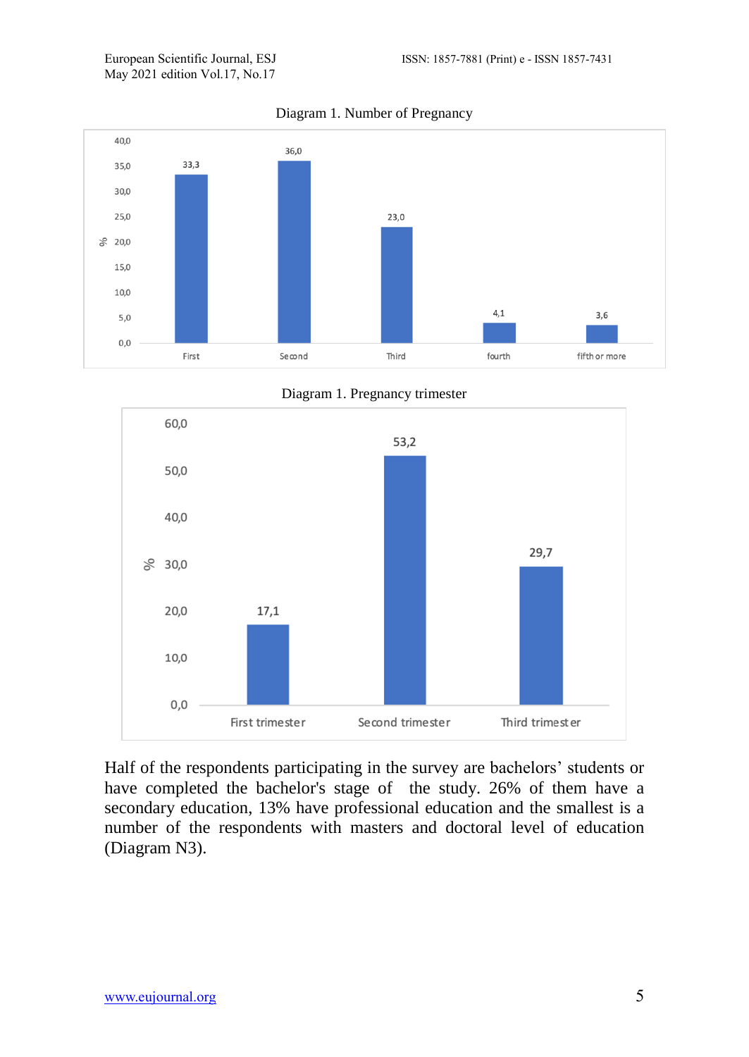Diagram 1. Number of Pregnancy

| | First | Second | Third | fourth | fifth or more |
|---|---|---|---|---|---|
| % | 33,3 | 36,0 | 23,0 | 4,1 | 3,6 |

Diagram 1. Pregnancy trimester

| | First trimester | Second trimester | Third trimester |
|---|---|---|---|
| % | 17,1 | 53,2 | 29,7 |

Half of the respondents participating in the survey are bachelors' students or have completed the bachelor's stage of the study. 26% of them have a secondary education, 13% have professional education and the smallest is a number of the respondents with masters and doctoral level of education (Diagram N3).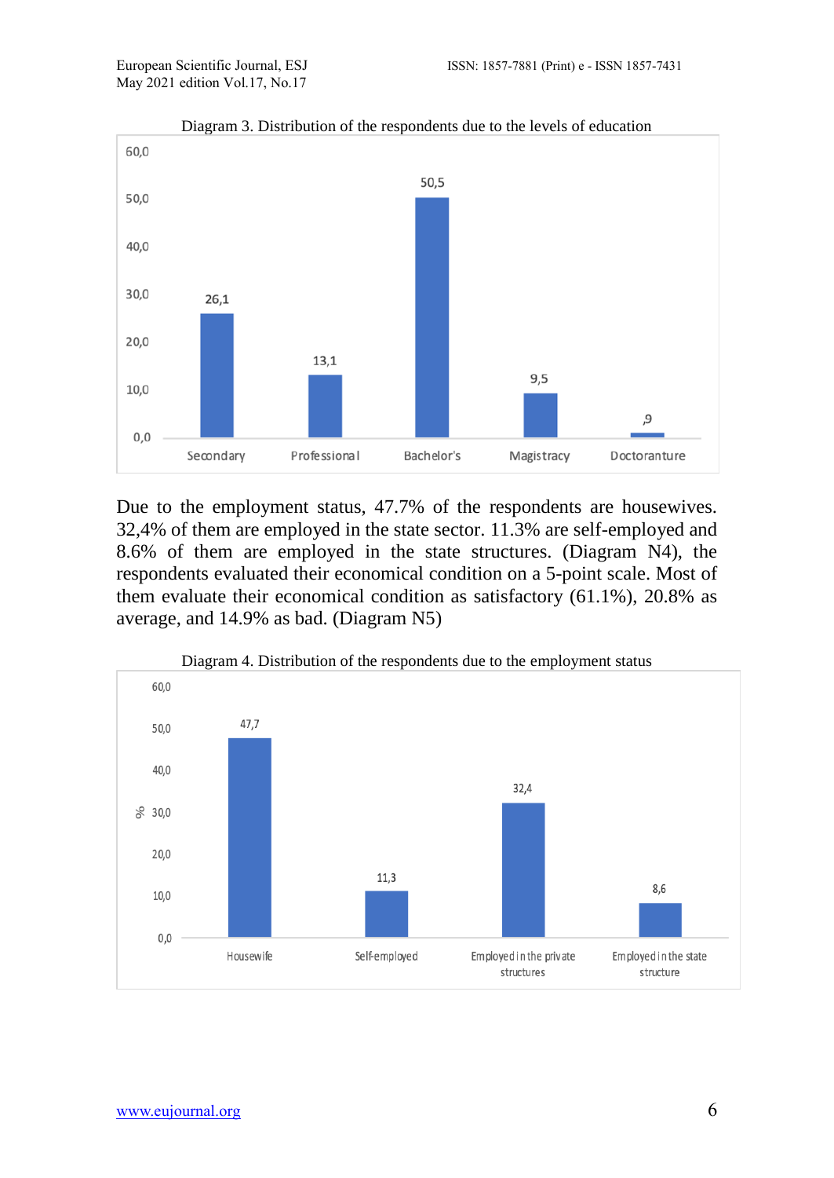Diagram 3. Distribution of the respondents due to the levels of education

| Level of education | % |
|---|---|
| Secondary | 26,1 |
| Professional | 13,1 |
| Bachelor's | 50,5 |
| Magistracy | 9,5 |
| Doctoranture | ,9 |

Due to the employment status, 47.7% of the respondents are housewives. 32,4% of them are employed in the state sector. 11.3% are self-employed and 8.6% of them are employed in the state structures. (Diagram N4), the respondents evaluated their economical condition on a 5-point scale. Most of them evaluate their economical condition as satisfactory (61.1%), 20.8% as average, and 14.9% as bad. (Diagram N5)

Diagram 4. Distribution of the respondents due to the employment status

| Employment status | % |
|---|---|
| Housewife | 47,7 |
| Self-employed | 11,3 |
| Employed in the private structures | 32,4 |
| Employed in the state structure | 8,6 |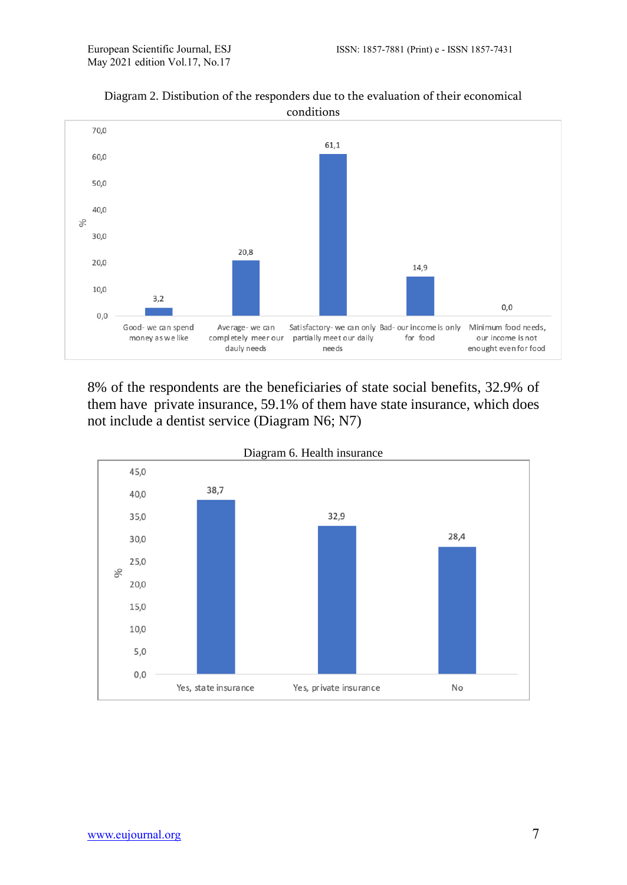Diagram 2. Distibution of the responders due to the evaluation of their economical conditions

| Category | % |
|---|---|
| Good- we can spend money as we like | 3,2 |
| Average- we can completely meer our dauly needs | 20,8 |
| Satisfactory- we can only partially meet our daily needs | 61,1 |
| Bad- our income is only for food | 14,9 |
| Minimum food needs, our income is not enought even for food | 0,0 |

8% of the respondents are the beneficiaries of state social benefits, 32.9% of them have private insurance, 59.1% of them have state insurance, which does not include a dentist service (Diagram N6; N7)

Diagram 6. Health insurance

| Category | % |
|---|---|
| Yes, state insurance | 38,7 |
| Yes, private insurance | 32,9 |
| No | 28,4 |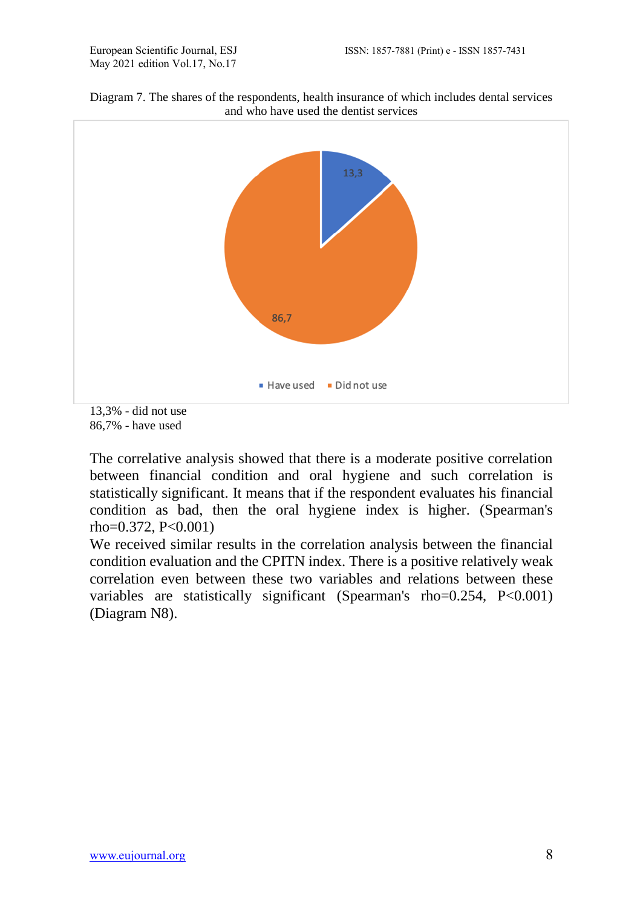Diagram 7. The shares of the respondents, health insurance of which includes dental services and who have used the dentist services

13,3% - did not use
86,7% - have used

The correlative analysis showed that there is a moderate positive correlation between financial condition and oral hygiene and such correlation is statistically significant. It means that if the respondent evaluates his financial condition as bad, then the oral hygiene index is higher. (Spearman's rho=0.372, P<0.001)
We received similar results in the correlation analysis between the financial condition evaluation and the CPITN index. There is a positive relatively weak correlation even between these two variables and relations between these variables are statistically significant (Spearman's rho=0.254, P<0.001) (Diagram N8).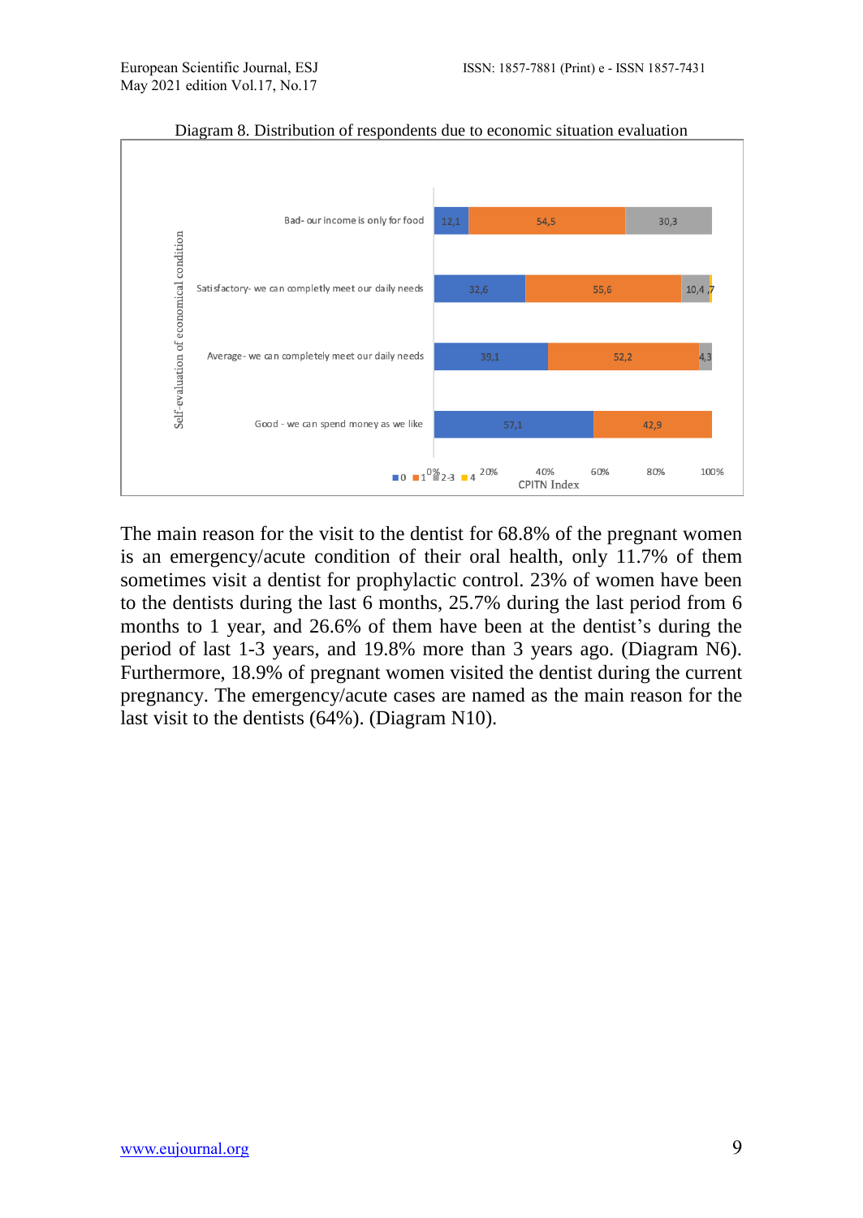Diagram 8. Distribution of respondents due to economic situation evaluation

| Self-evaluation of economical condition | 0 | 1 | 2-3 | 4 |
|---|---|---|---|---|
| Bad- our income is only for food | 12,1 | 54,5 | 30,3 | |
| Satisfactory- we can completly meet our daily needs | 32,6 | 55,6 | 10,4 | ,7 |
| Average- we can completely meet our daily needs | 39,1 | 52,2 | 4,3 | |
| Good - we can spend money as we like | 57,1 | 42,9 | | |

CPITN Index

The main reason for the visit to the dentist for 68.8% of the pregnant women is an emergency/acute condition of their oral health, only 11.7% of them sometimes visit a dentist for prophylactic control. 23% of women have been to the dentists during the last 6 months, 25.7% during the last period from 6 months to 1 year, and 26.6% of them have been at the dentist's during the period of last 1-3 years, and 19.8% more than 3 years ago. (Diagram N6). Furthermore, 18.9% of pregnant women visited the dentist during the current pregnancy. The emergency/acute cases are named as the main reason for the last visit to the dentists (64%). (Diagram N10).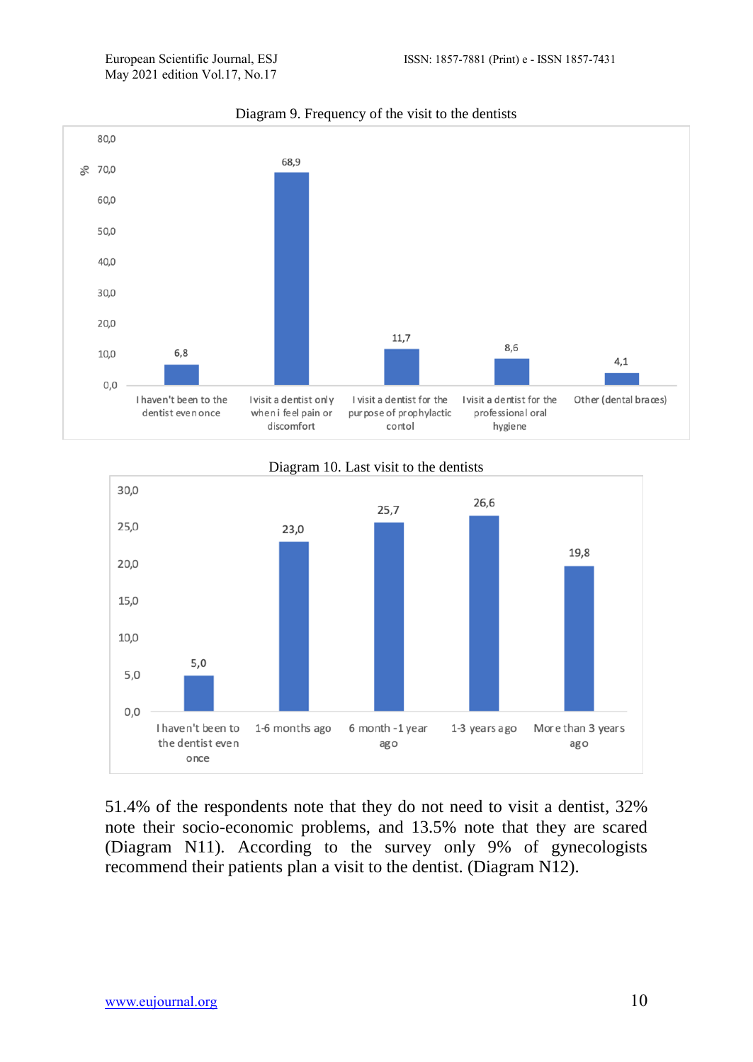Diagram 9. Frequency of the visit to the dentists

| Category | % |
|---|---|
| I haven't been to the dentist even once | 6,8 |
| I visit a dentist only when i feel pain or discomfort | 68,9 |
| I visit a dentist for the purpose of prophylactic contol | 11,7 |
| I visit a dentist for the professional oral hygiene | 8,6 |
| Other (dental braces) | 4,1 |

Diagram 10. Last visit to the dentists

| Category | % |
|---|---|
| I haven't been to the dentist even once | 5,0 |
| 1-6 months ago | 23,0 |
| 6 month -1 year ago | 25,7 |
| 1-3 years ago | 26,6 |
| More than 3 years ago | 19,8 |

51.4% of the respondents note that they do not need to visit a dentist, 32% note their socio-economic problems, and 13.5% note that they are scared (Diagram N11). According to the survey only 9% of gynecologists recommend their patients plan a visit to the dentist. (Diagram N12).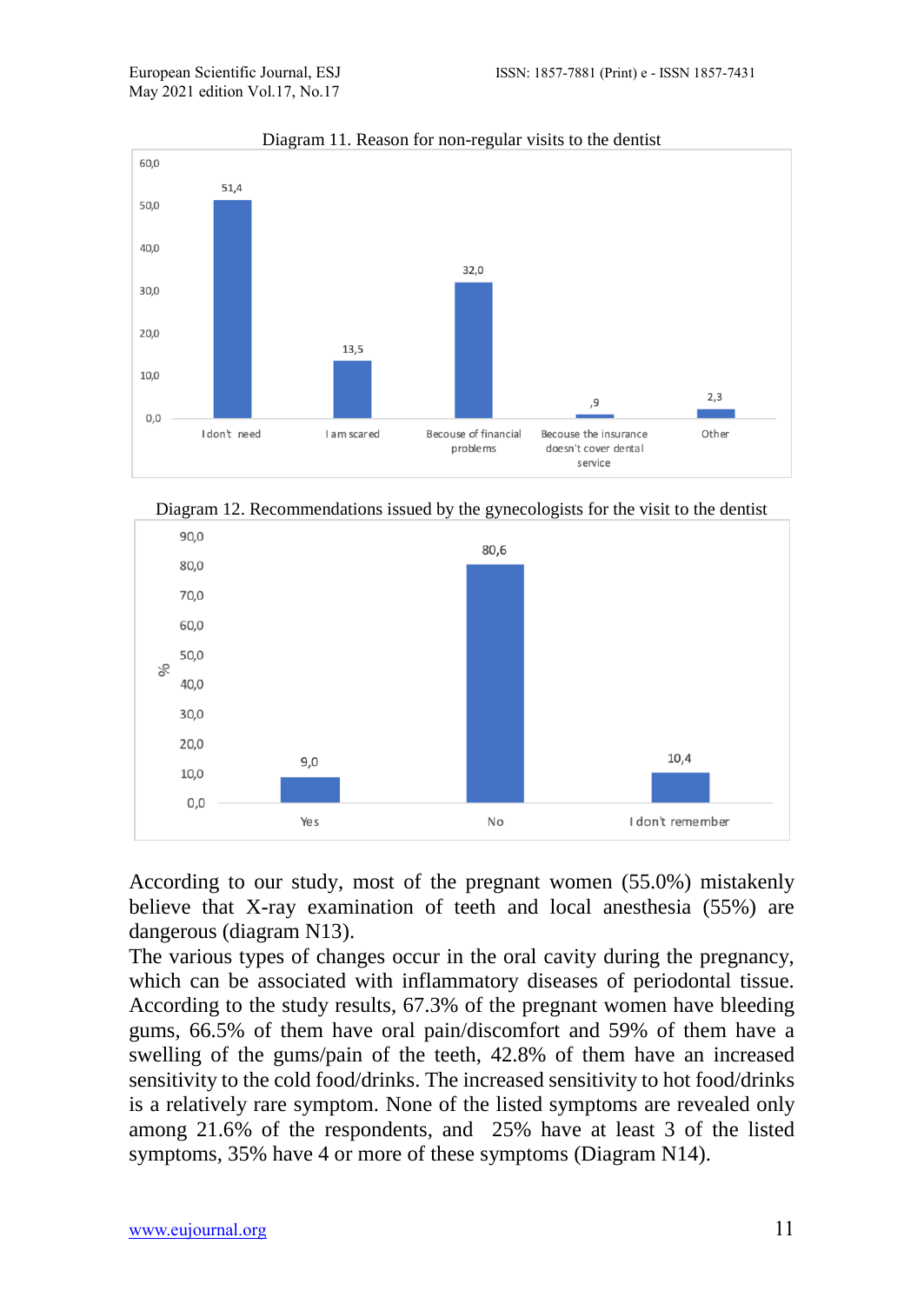Diagram 11. Reason for non-regular visits to the dentist

| Reason | % |
|---|---|
| I don't need | 51,4 |
| I am scared | 13,5 |
| Becouse of financial problems | 32,0 |
| Becouse the insurance doesn't cover dental service | ,9 |
| Other | 2,3 |

Diagram 12. Recommendations issued by the gynecologists for the visit to the dentist

| Response | % |
|---|---|
| Yes | 9,0 |
| No | 80,6 |
| I don't remember | 10,4 |

According to our study, most of the pregnant women (55.0%) mistakenly believe that X-ray examination of teeth and local anesthesia (55%) are dangerous (diagram N13).

The various types of changes occur in the oral cavity during the pregnancy, which can be associated with inflammatory diseases of periodontal tissue. According to the study results, 67.3% of the pregnant women have bleeding gums, 66.5% of them have oral pain/discomfort and 59% of them have a swelling of the gums/pain of the teeth, 42.8% of them have an increased sensitivity to the cold food/drinks. The increased sensitivity to hot food/drinks is a relatively rare symptom. None of the listed symptoms are revealed only among 21.6% of the respondents, and 25% have at least 3 of the listed symptoms, 35% have 4 or more of these symptoms (Diagram N14).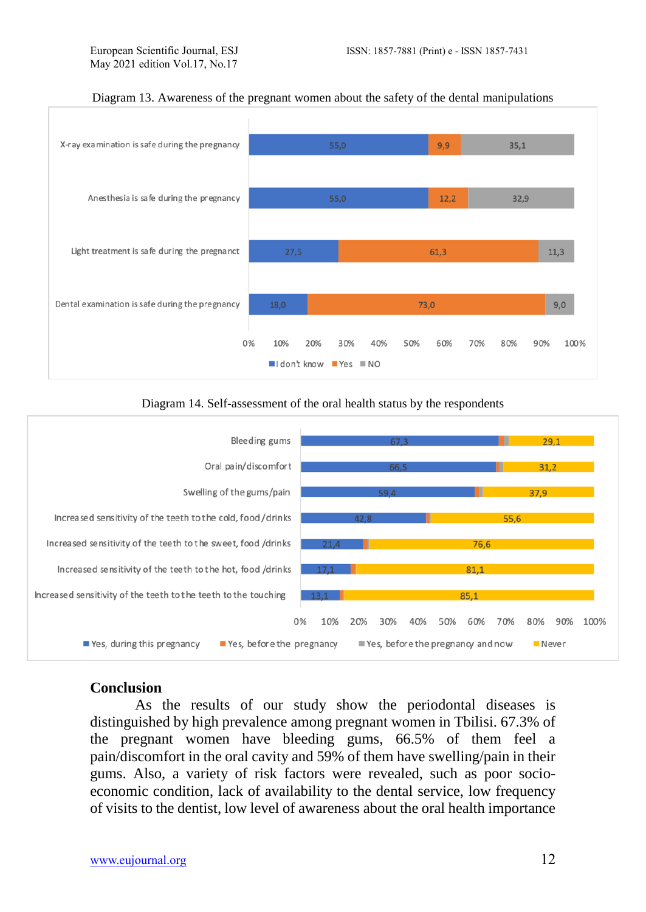Diagram 13. Awareness of the pregnant women about the safety of the dental manipulations

| | I don't know | Yes | NO |
|---|---|---|---|
| X-ray examination is safe during the pregnancy | 55,0 | 9,9 | 35,1 |
| Anesthesia is safe during the pregnancy | 55,0 | 12,2 | 32,9 |
| Light treatment is safe during the pregnanct | 27,5 | 61,3 | 11,3 |
| Dental examination is safe during the pregnancy | 18,0 | 73,0 | 9,0 |

Diagram 14. Self-assessment of the oral health status by the respondents

| | Yes, during this pregnancy | Yes, before the pregnancy | Yes, before the pregnancy and now | Never |
|---|---|---|---|---|
| Bleeding gums | 67,3 | | | 29,1 |
| Oral pain/discomfort | 66,5 | | | 31,2 |
| Swelling of the gums/pain | 59,4 | | | 37,9 |
| Increased sensitivity of the teeth to the cold, food/drinks | 42,8 | | | 55,6 |
| Increased sensitivity of the teeth to the sweet, food /drinks | 21,4 | | | 76,6 |
| Increased sensitivity of the teeth to the hot, food /drinks | 17,1 | | | 81,1 |
| Increased sensitivity of the teeth to the teeth to the touching | 13,1 | | | 85,1 |

## Conclusion

As the results of our study show the periodontal diseases is distinguished by high prevalence among pregnant women in Tbilisi. 67.3% of the pregnant women have bleeding gums, 66.5% of them feel a pain/discomfort in the oral cavity and 59% of them have swelling/pain in their gums. Also, a variety of risk factors were revealed, such as poor socio-economic condition, lack of availability to the dental service, low frequency of visits to the dentist, low level of awareness about the oral health importance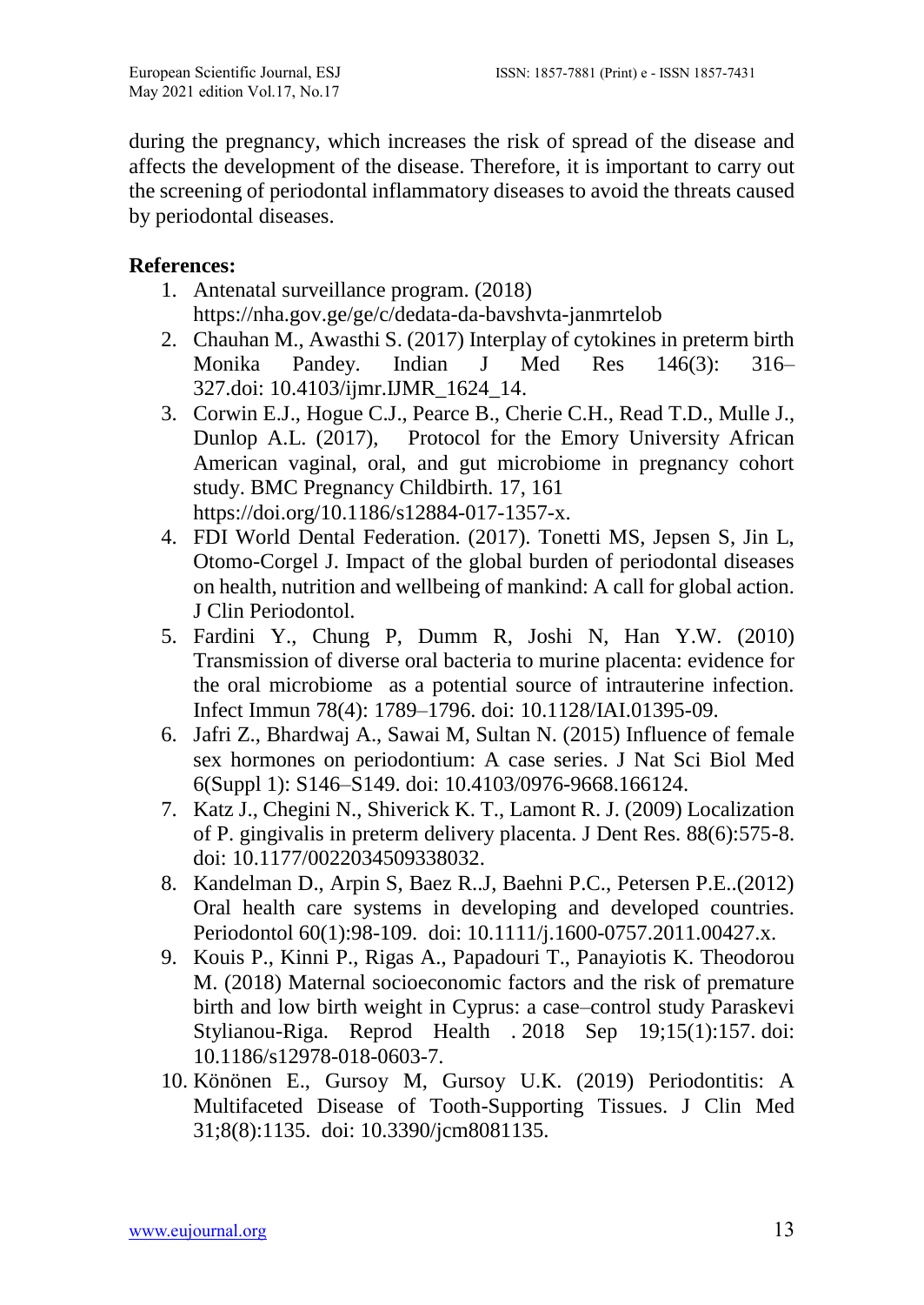during the pregnancy, which increases the risk of spread of the disease and affects the development of the disease. Therefore, it is important to carry out the screening of periodontal inflammatory diseases to avoid the threats caused by periodontal diseases.

**References:**

1. Antenatal surveillance program. (2018) https://nha.gov.ge/ge/c/dedata-da-bavshvta-janmrtelob
2. Chauhan M., Awasthi S. (2017) Interplay of cytokines in preterm birth Monika Pandey. Indian J Med Res 146(3): 316–327.doi: 10.4103/ijmr.IJMR_1624_14.
3. Corwin E.J., Hogue C.J., Pearce B., Cherie C.H., Read T.D., Mulle J., Dunlop A.L. (2017), Protocol for the Emory University African American vaginal, oral, and gut microbiome in pregnancy cohort study. BMC Pregnancy Childbirth. 17, 161 https://doi.org/10.1186/s12884-017-1357-x.
4. FDI World Dental Federation. (2017). Tonetti MS, Jepsen S, Jin L, Otomo-Corgel J. Impact of the global burden of periodontal diseases on health, nutrition and wellbeing of mankind: A call for global action. J Clin Periodontol.
5. Fardini Y., Chung P, Dumm R, Joshi N, Han Y.W. (2010) Transmission of diverse oral bacteria to murine placenta: evidence for the oral microbiome as a potential source of intrauterine infection. Infect Immun 78(4): 1789–1796. doi: 10.1128/IAI.01395-09.
6. Jafri Z., Bhardwaj A., Sawai M, Sultan N. (2015) Influence of female sex hormones on periodontium: A case series. J Nat Sci Biol Med 6(Suppl 1): S146–S149. doi: 10.4103/0976-9668.166124.
7. Katz J., Chegini N., Shiverick K. T., Lamont R. J. (2009) Localization of P. gingivalis in preterm delivery placenta. J Dent Res. 88(6):575-8. doi: 10.1177/0022034509338032.
8. Kandelman D., Arpin S, Baez R..J, Baehni P.C., Petersen P.E..(2012) Oral health care systems in developing and developed countries. Periodontol 60(1):98-109. doi: 10.1111/j.1600-0757.2011.00427.x.
9. Kouis P., Kinni P., Rigas A., Papadouri T., Panayiotis K. Theodorou M. (2018) Maternal socioeconomic factors and the risk of premature birth and low birth weight in Cyprus: a case–control study Paraskevi Stylianou-Riga. Reprod Health . 2018 Sep 19;15(1):157. doi: 10.1186/s12978-018-0603-7.
10. Könönen E., Gursoy M, Gursoy U.K. (2019) Periodontitis: A Multifaceted Disease of Tooth-Supporting Tissues. J Clin Med 31;8(8):1135. doi: 10.3390/jcm8081135.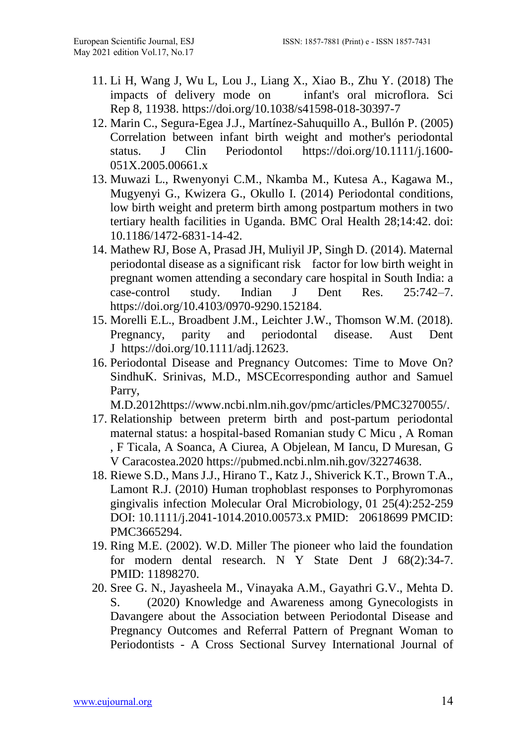11. Li H, Wang J, Wu L, Lou J., Liang X., Xiao B., Zhu Y. (2018) The impacts of delivery mode on infant's oral microflora. Sci Rep 8, 11938. https://doi.org/10.1038/s41598-018-30397-7
12. Marin C., Segura-Egea J.J., Martínez-Sahuquillo A., Bullón P. (2005) Correlation between infant birth weight and mother's periodontal status. J Clin Periodontol https://doi.org/10.1111/j.1600-051X.2005.00661.x
13. Muwazi L., Rwenyonyi C.M., Nkamba M., Kutesa A., Kagawa M., Mugyenyi G., Kwizera G., Okullo I. (2014) Periodontal conditions, low birth weight and preterm birth among postpartum mothers in two tertiary health facilities in Uganda. BMC Oral Health 28;14:42. doi: 10.1186/1472-6831-14-42.
14. Mathew RJ, Bose A, Prasad JH, Muliyil JP, Singh D. (2014). Maternal periodontal disease as a significant risk factor for low birth weight in pregnant women attending a secondary care hospital in South India: a case-control study. Indian J Dent Res. 25:742–7. https://doi.org/10.4103/0970-9290.152184.
15. Morelli E.L., Broadbent J.M., Leichter J.W., Thomson W.M. (2018). Pregnancy, parity and periodontal disease. Aust Dent J https://doi.org/10.1111/adj.12623.
16. Periodontal Disease and Pregnancy Outcomes: Time to Move On? SindhuK. Srinivas, M.D., MSCEcorresponding author and Samuel Parry, M.D.2012https://www.ncbi.nlm.nih.gov/pmc/articles/PMC3270055/.
17. Relationship between preterm birth and post-partum periodontal maternal status: a hospital-based Romanian study C Micu , A Roman , F Ticala, A Soanca, A Ciurea, A Objelean, M Iancu, D Muresan, G V Caracostea.2020 https://pubmed.ncbi.nlm.nih.gov/32274638.
18. Riewe S.D., Mans J.J., Hirano T., Katz J., Shiverick K.T., Brown T.A., Lamont R.J. (2010) Human trophoblast responses to Porphyromonas gingivalis infection Molecular Oral Microbiology, 01 25(4):252-259 DOI: 10.1111/j.2041-1014.2010.00573.x PMID: 20618699 PMCID: PMC3665294.
19. Ring M.E. (2002). W.D. Miller The pioneer who laid the foundation for modern dental research. N Y State Dent J 68(2):34-7. PMID: 11898270.
20. Sree G. N., Jayasheela M., Vinayaka A.M., Gayathri G.V., Mehta D. S. (2020) Knowledge and Awareness among Gynecologists in Davangere about the Association between Periodontal Disease and Pregnancy Outcomes and Referral Pattern of Pregnant Woman to Periodontists - A Cross Sectional Survey International Journal of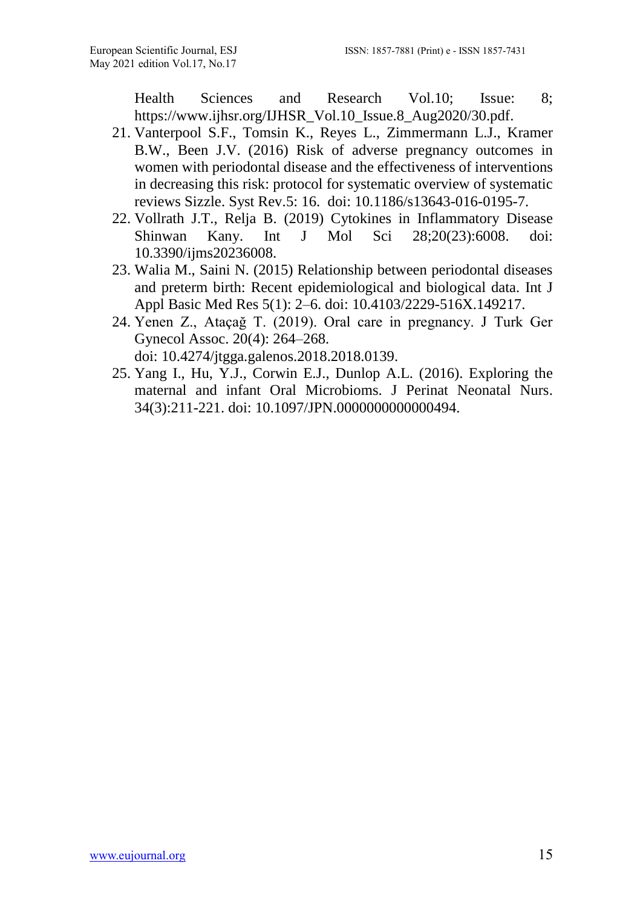Health Sciences and Research Vol.10; Issue: 8; https://www.ijhsr.org/IJHSR_Vol.10_Issue.8_Aug2020/30.pdf.

21. Vanterpool S.F., Tomsin K., Reyes L., Zimmermann L.J., Kramer B.W., Been J.V. (2016) Risk of adverse pregnancy outcomes in women with periodontal disease and the effectiveness of interventions in decreasing this risk: protocol for systematic overview of systematic reviews Sizzle. Syst Rev.5: 16. doi: 10.1186/s13643-016-0195-7.
22. Vollrath J.T., Relja B. (2019) Cytokines in Inflammatory Disease Shinwan Kany. Int J Mol Sci 28;20(23):6008. doi: 10.3390/ijms20236008.
23. Walia M., Saini N. (2015) Relationship between periodontal diseases and preterm birth: Recent epidemiological and biological data. Int J Appl Basic Med Res 5(1): 2–6. doi: 10.4103/2229-516X.149217.
24. Yenen Z., Ataçağ T. (2019). Oral care in pregnancy. J Turk Ger Gynecol Assoc. 20(4): 264–268. doi: 10.4274/jtgga.galenos.2018.2018.0139.
25. Yang I., Hu, Y.J., Corwin E.J., Dunlop A.L. (2016). Exploring the maternal and infant Oral Microbioms. J Perinat Neonatal Nurs. 34(3):211-221. doi: 10.1097/JPN.0000000000000494.